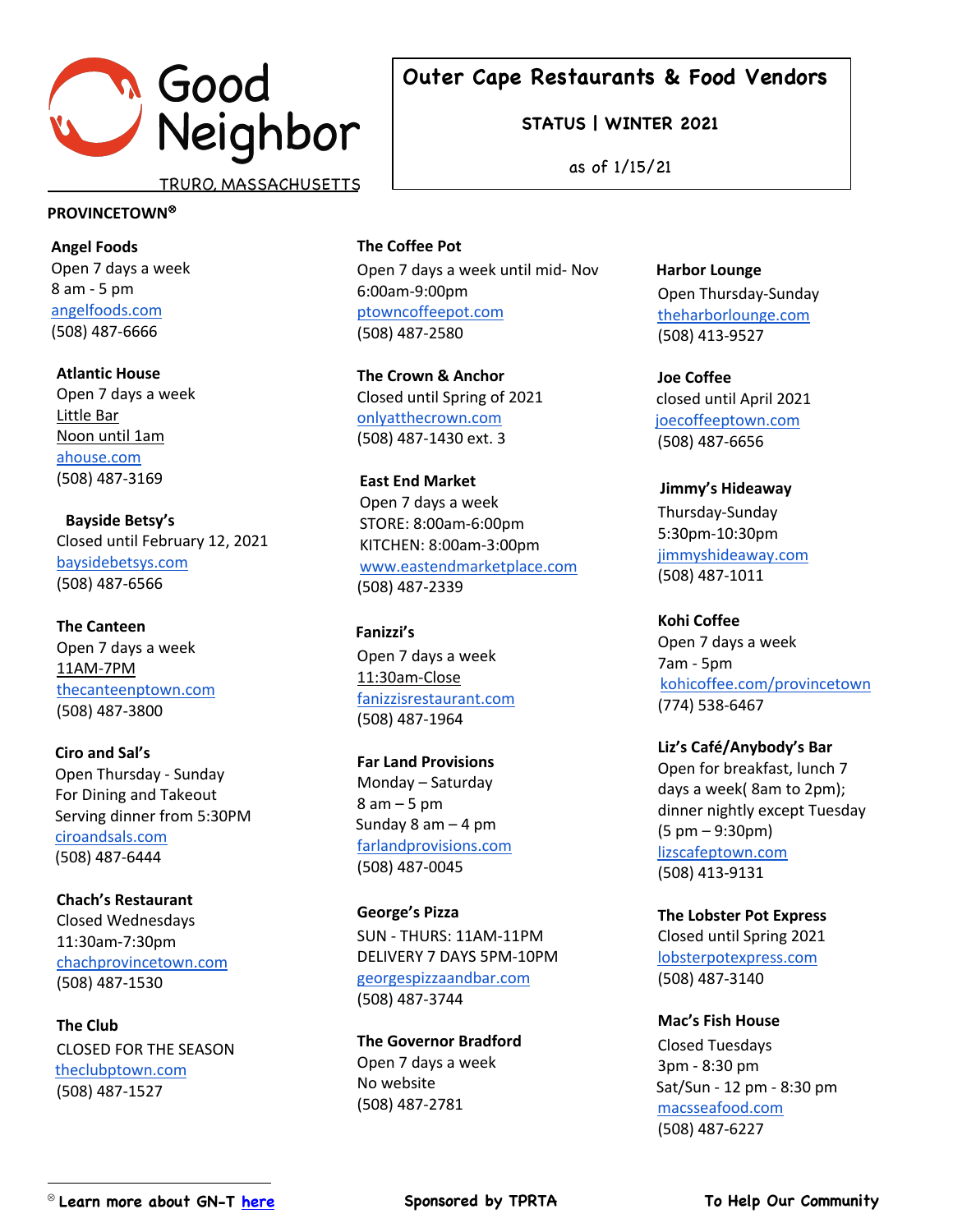Good Neighbor

TRURO, MASSACHUSETTS

# Outer Cape Restaurants & Food Vendors

**STATUS | WINTER 2021**

as of 1/15/21

## PROVINCETOWN®

**Angel Foods**
Open 7 days a week
8 am - 5 pm
angelfoods.com
(508) 487-6666

**Atlantic House**
Open 7 days a week
Little Bar
Noon until 1am
ahouse.com
(508) 487-3169

**Bayside Betsy's**
Closed until February 12, 2021
baysidebetsys.com
(508) 487-6566

**The Canteen**
Open 7 days a week
11AM-7PM
thecanteenptown.com
(508) 487-3800

**Ciro and Sal's**
Open Thursday - Sunday
For Dining and Takeout
Serving dinner from 5:30PM
ciroandsals.com
(508) 487-6444

**Chach's Restaurant**
Closed Wednesdays
11:30am-7:30pm
chachprovincetown.com
(508) 487-1530

**The Club**
CLOSED FOR THE SEASON
theclubptown.com
(508) 487-1527

**The Coffee Pot**
Open 7 days a week until mid- Nov
6:00am-9:00pm
ptowncoffeepot.com
(508) 487-2580

**The Crown & Anchor**
Closed until Spring of 2021
onlyatthecrown.com
(508) 487-1430 ext. 3

**East End Market**
Open 7 days a week
STORE: 8:00am-6:00pm
KITCHEN: 8:00am-3:00pm
www.eastendmarketplace.com
(508) 487-2339

**Fanizzi's**
Open 7 days a week
11:30am-Close
fanizzisrestaurant.com
(508) 487-1964

**Far Land Provisions**
Monday – Saturday
8 am – 5 pm
Sunday 8 am – 4 pm
farlandprovisions.com
(508) 487-0045

**George's Pizza**
SUN - THURS: 11AM-11PM
DELIVERY 7 DAYS 5PM-10PM
georgespizzaandbar.com
(508) 487-3744

**The Governor Bradford**
Open 7 days a week
No website
(508) 487-2781

**Harbor Lounge**
Open Thursday-Sunday
theharborlounge.com
(508) 413-9527

**Joe Coffee**
closed until April 2021
joecoffeeptown.com
(508) 487-6656

**Jimmy's Hideaway**
Thursday-Sunday
5:30pm-10:30pm
jimmyshideaway.com
(508) 487-1011

**Kohi Coffee**
Open 7 days a week
7am - 5pm
kohicoffee.com/provincetown
(774) 538-6467

**Liz's Café/Anybody's Bar**
Open for breakfast, lunch 7 days a week( 8am to 2pm); dinner nightly except Tuesday (5 pm – 9:30pm)
lizscafeptown.com
(508) 413-9131

**The Lobster Pot Express**
Closed until Spring 2021
lobsterpotexpress.com
(508) 487-3140

**Mac's Fish House**
Closed Tuesdays
3pm - 8:30 pm
Sat/Sun - 12 pm - 8:30 pm
macsseafood.com
(508) 487-6227

® **Learn more about GN-T here**

**Sponsored by TPRTA**

**To Help Our Community**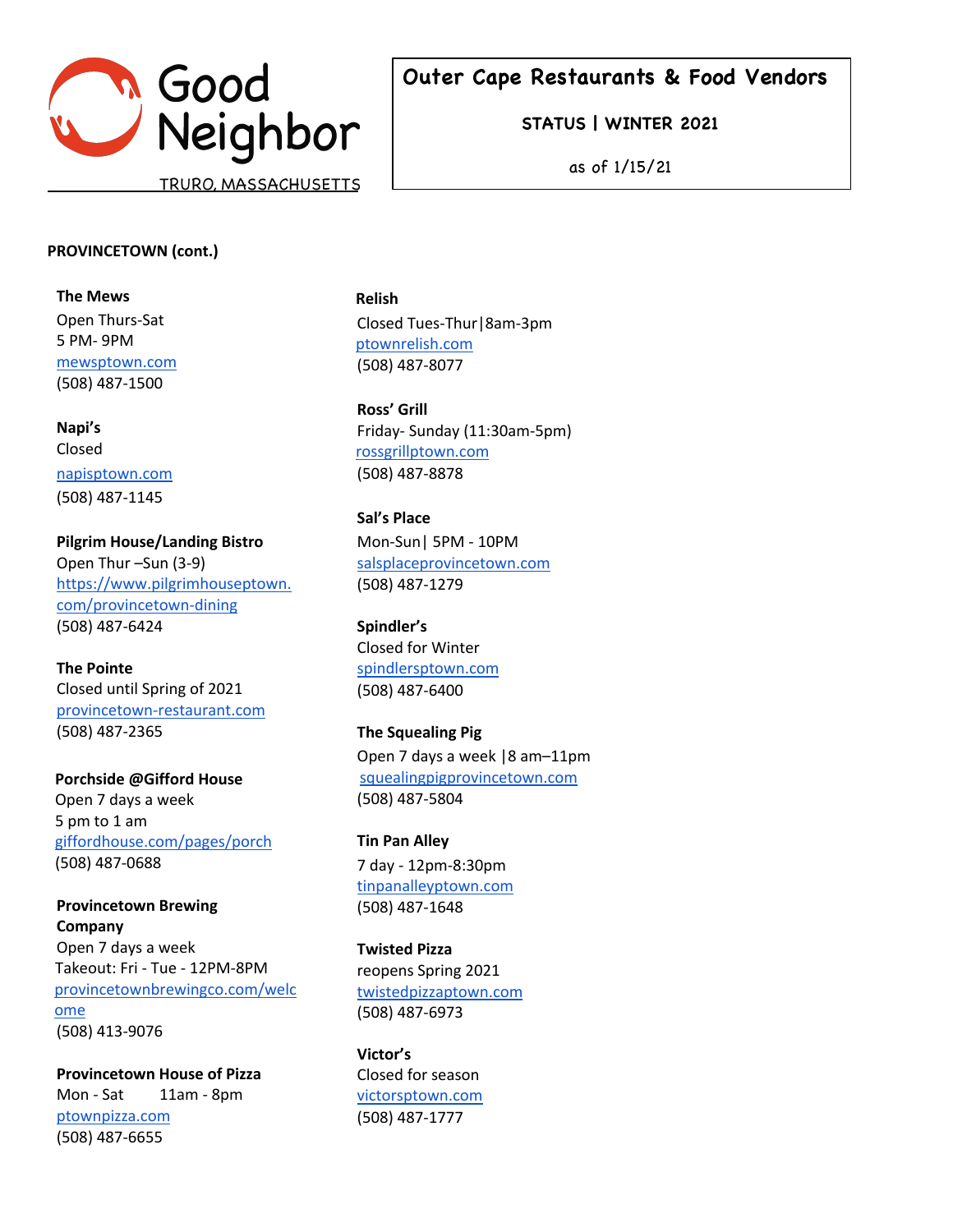Good Neighbor

TRURO, MASSACHUSETTS

**Outer Cape Restaurants & Food Vendors**

**STATUS | WINTER 2021**

as of 1/15/21

**PROVINCETOWN (cont.)**

**The Mews**
Open Thurs-Sat
5 PM- 9PM
mewsptown.com
(508) 487-1500

**Napi's**
Closed
napisptown.com
(508) 487-1145

**Pilgrim House/Landing Bistro**
Open Thur –Sun (3-9)
https://www.pilgrimhouseptown.com/provincetown-dining
(508) 487-6424

**The Pointe**
Closed until Spring of 2021
provincetown-restaurant.com
(508) 487-2365

**Porchside @Gifford House**
Open 7 days a week
5 pm to 1 am
giffordhouse.com/pages/porch
(508) 487-0688

**Provincetown Brewing Company**
Open 7 days a week
Takeout: Fri - Tue - 12PM-8PM
provincetownbrewingco.com/welcome
(508) 413-9076

**Provincetown House of Pizza**
Mon - Sat 11am - 8pm
ptownpizza.com
(508) 487-6655

**Relish**
Closed Tues-Thur|8am-3pm
ptownrelish.com
(508) 487-8077

**Ross' Grill**
Friday- Sunday (11:30am-5pm)
rossgrillptown.com
(508) 487-8878

**Sal's Place**
Mon-Sun| 5PM - 10PM
salsplaceprovincetown.com
(508) 487-1279

**Spindler's**
Closed for Winter
spindlersptown.com
(508) 487-6400

**The Squealing Pig**
Open 7 days a week |8 am–11pm
squealingpigprovincetown.com
(508) 487-5804

**Tin Pan Alley**
7 day - 12pm-8:30pm
tinpanalleyptown.com
(508) 487-1648

**Twisted Pizza**
reopens Spring 2021
twistedpizzaptown.com
(508) 487-6973

**Victor's**
Closed for season
victorsptown.com
(508) 487-1777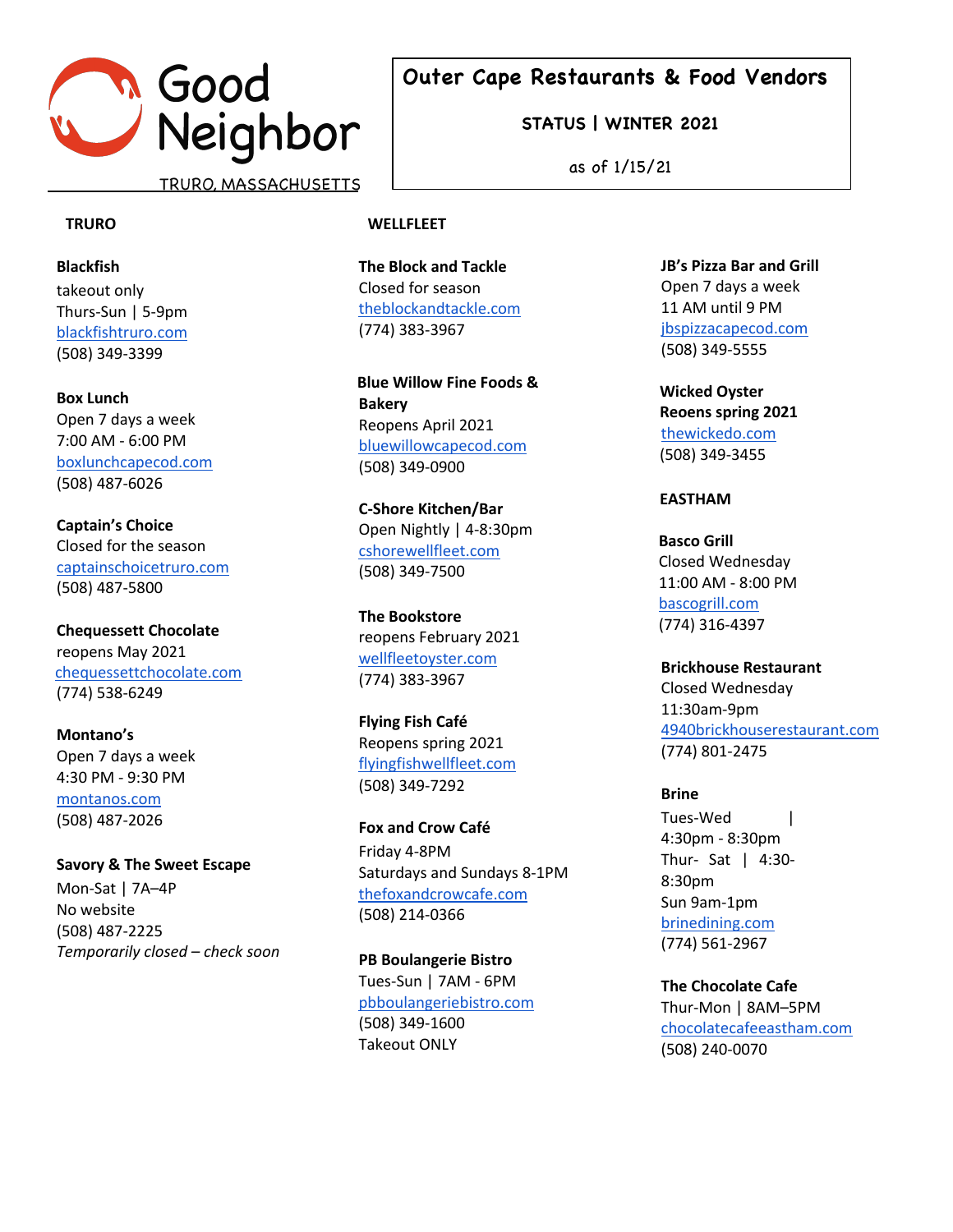Good Neighbor

TRURO, MASSACHUSETTS

# Outer Cape Restaurants & Food Vendors

**STATUS | WINTER 2021**

as of 1/15/21

## TRURO

**Blackfish**
takeout only
Thurs-Sun | 5-9pm
blackfishtruro.com
(508) 349-3399

**Box Lunch**
Open 7 days a week
7:00 AM - 6:00 PM
boxlunchcapecod.com
(508) 487-6026

**Captain's Choice**
Closed for the season
captainschoicetruro.com
(508) 487-5800

**Chequessett Chocolate**
reopens May 2021
chequessettchocolate.com
(774) 538-6249

**Montano's**
Open 7 days a week
4:30 PM - 9:30 PM
montanos.com
(508) 487-2026

**Savory & The Sweet Escape**
Mon-Sat | 7A–4P
No website
(508) 487-2225
*Temporarily closed – check soon*

## WELLFLEET

**The Block and Tackle**
Closed for season
theblockandtackle.com
(774) 383-3967

**Blue Willow Fine Foods & Bakery**
Reopens April 2021
bluewillowcapecod.com
(508) 349-0900

**C-Shore Kitchen/Bar**
Open Nightly | 4-8:30pm
cshorewellfleet.com
(508) 349-7500

**The Bookstore**
reopens February 2021
wellfleetoyster.com
(774) 383-3967

**Flying Fish Café**
Reopens spring 2021
flyingfishwellfleet.com
(508) 349-7292

**Fox and Crow Café**
Friday 4-8PM
Saturdays and Sundays 8-1PM
thefoxandcrowcafe.com
(508) 214-0366

**PB Boulangerie Bistro**
Tues-Sun | 7AM - 6PM
pbboulangeriebistro.com
(508) 349-1600
Takeout ONLY

**JB's Pizza Bar and Grill**
Open 7 days a week
11 AM until 9 PM
jbspizzacapecod.com
(508) 349-5555

**Wicked Oyster**
**Reoens spring 2021**
thewickedo.com
(508) 349-3455

## EASTHAM

**Basco Grill**
Closed Wednesday
11:00 AM - 8:00 PM
bascogrill.com
(774) 316-4397

**Brickhouse Restaurant**
Closed Wednesday
11:30am-9pm
4940brickhouserestaurant.com
(774) 801-2475

**Brine**
Tues-Wed | 4:30pm - 8:30pm
Thur- Sat | 4:30-8:30pm
Sun 9am-1pm
brinedining.com
(774) 561-2967

**The Chocolate Cafe**
Thur-Mon | 8AM–5PM
chocolatecafeeastham.com
(508) 240-0070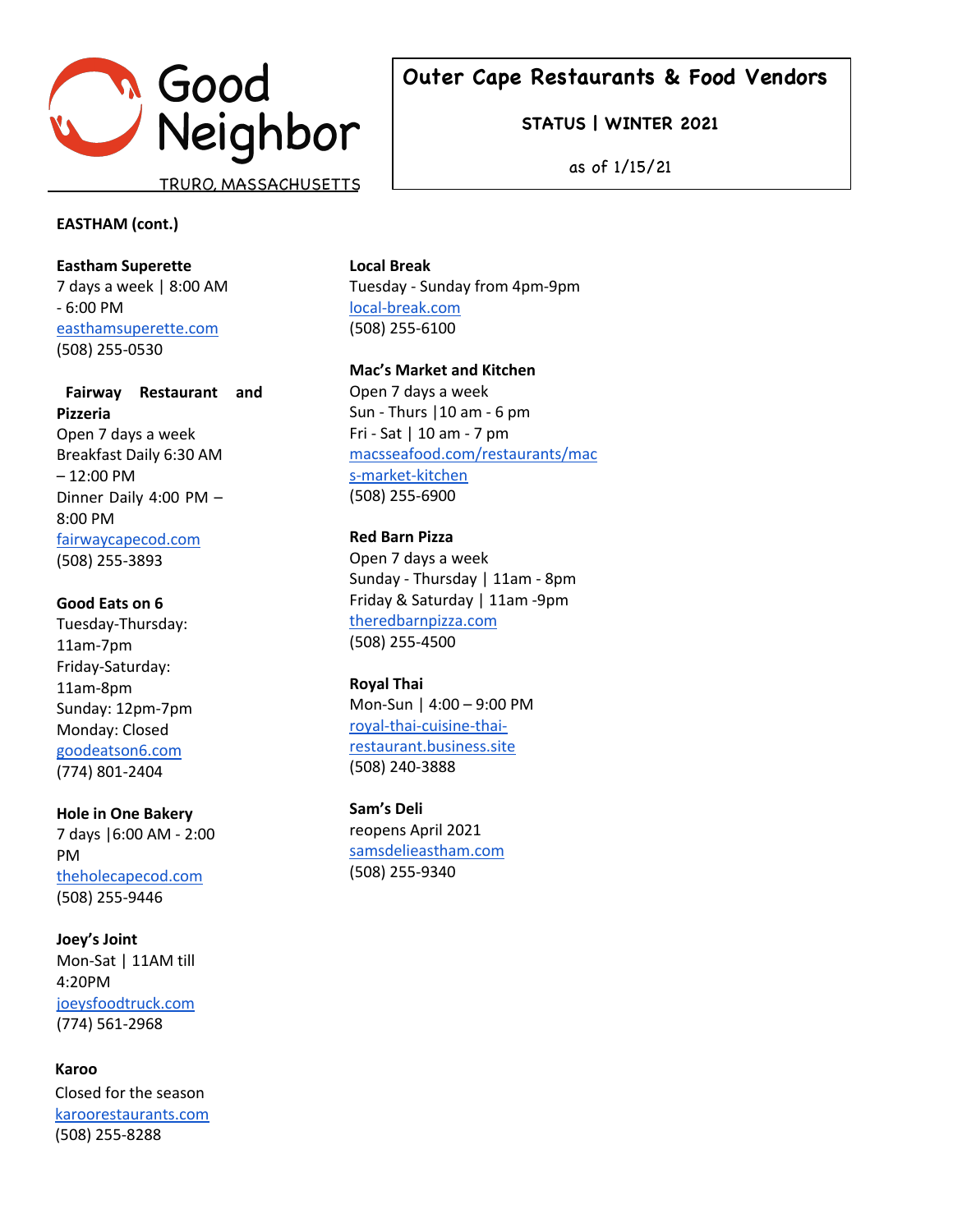Good Neighbor
TRURO, MASSACHUSETTS

**Outer Cape Restaurants & Food Vendors**

**STATUS | WINTER 2021**

as of 1/15/21

## EASTHAM (cont.)

**Eastham Superette**
7 days a week | 8:00 AM - 6:00 PM
easthamsuperette.com
(508) 255-0530

**Fairway Restaurant and Pizzeria**
Open 7 days a week
Breakfast Daily 6:30 AM – 12:00 PM
Dinner Daily 4:00 PM – 8:00 PM
fairwaycapecod.com
(508) 255-3893

**Good Eats on 6**
Tuesday-Thursday: 11am-7pm
Friday-Saturday: 11am-8pm
Sunday: 12pm-7pm
Monday: Closed
goodeatson6.com
(774) 801-2404

**Hole in One Bakery**
7 days |6:00 AM - 2:00 PM
theholecapecod.com
(508) 255-9446

**Joey's Joint**
Mon-Sat | 11AM till 4:20PM
joeysfoodtruck.com
(774) 561-2968

**Karoo**
Closed for the season
karoorestaurants.com
(508) 255-8288

**Local Break**
Tuesday - Sunday from 4pm-9pm
local-break.com
(508) 255-6100

**Mac's Market and Kitchen**
Open 7 days a week
Sun - Thurs |10 am - 6 pm
Fri - Sat | 10 am - 7 pm
macsseafood.com/restaurants/macs-market-kitchen
(508) 255-6900

**Red Barn Pizza**
Open 7 days a week
Sunday - Thursday | 11am - 8pm
Friday & Saturday | 11am -9pm
theredbarnpizza.com
(508) 255-4500

**Royal Thai**
Mon-Sun | 4:00 – 9:00 PM
royal-thai-cuisine-thai-restaurant.business.site
(508) 240-3888

**Sam's Deli**
reopens April 2021
samsdelieastham.com
(508) 255-9340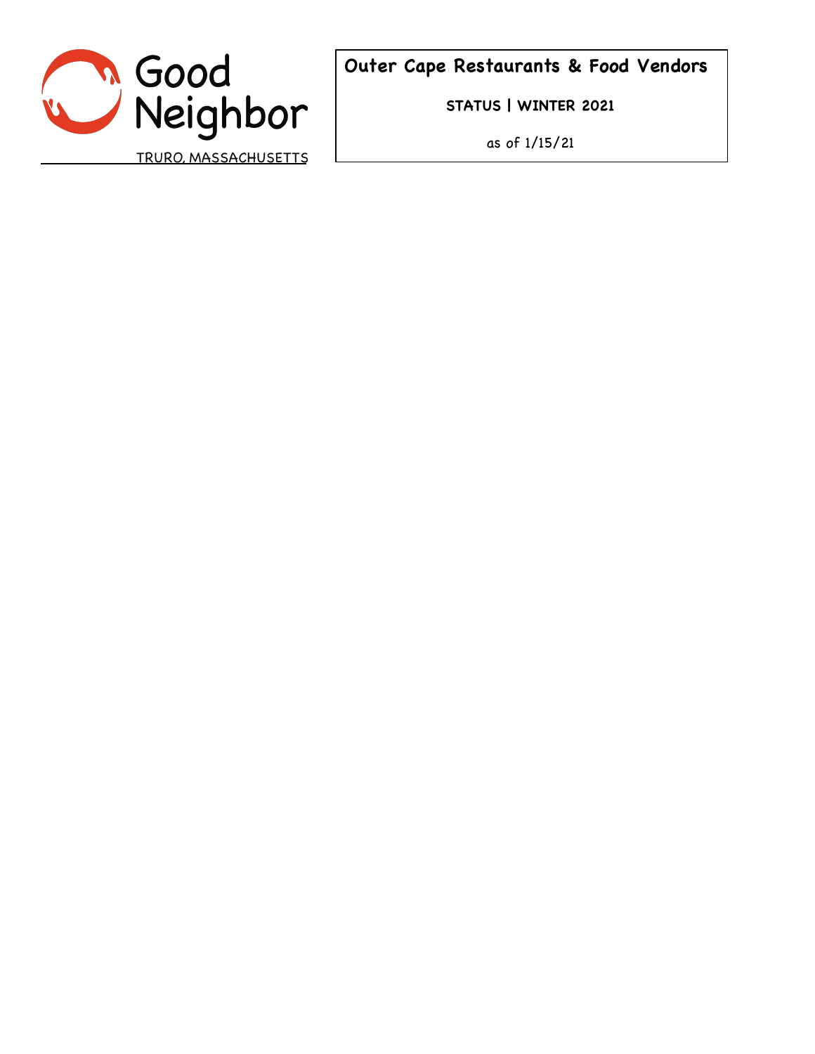Good Neighbor

TRURO, MASSACHUSETTS

**Outer Cape Restaurants & Food Vendors**

**STATUS | WINTER 2021**

as of 1/15/21